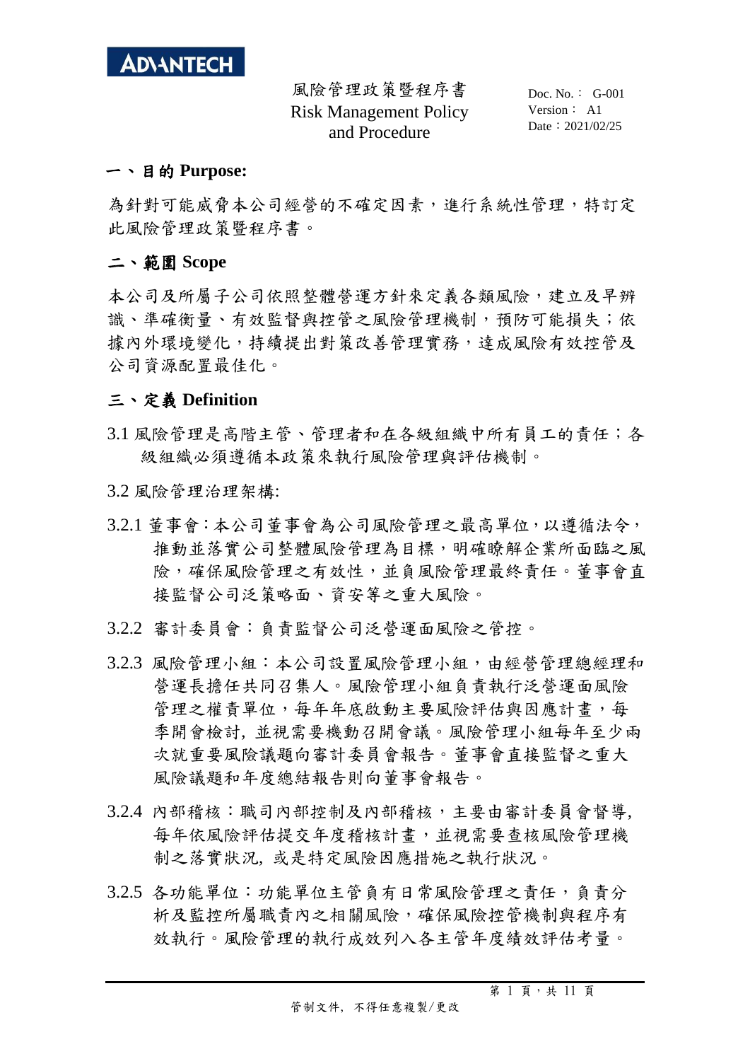ADVANTECH

風險管理政策暨程序書
Risk Management Policy and Procedure

Doc. No.： G-001
Version： A1
Date：2021/02/25

## 一、目的 Purpose:

為針對可能威脅本公司經營的不確定因素，進行系統性管理，特訂定此風險管理政策暨程序書。

## 二、範圍 Scope

本公司及所屬子公司依照整體營運方針來定義各類風險，建立及早辨識、準確衡量、有效監督與控管之風險管理機制，預防可能損失；依據內外環境變化，持續提出對策改善管理實務，達成風險有效控管及公司資源配置最佳化。

## 三、定義 Definition

3.1 風險管理是高階主管、管理者和在各級組織中所有員工的責任；各級組織必須遵循本政策來執行風險管理與評估機制。

3.2 風險管理治理架構:

3.2.1 董事會：本公司董事會為公司風險管理之最高單位，以遵循法令，推動並落實公司整體風險管理為目標，明確瞭解企業所面臨之風險，確保風險管理之有效性，並負風險管理最終責任。董事會直接監督公司泛策略面、資安等之重大風險。

3.2.2 審計委員會：負責監督公司泛營運面風險之管控。

3.2.3 風險管理小組：本公司設置風險管理小組，由經營管理總經理和營運長擔任共同召集人。風險管理小組負責執行泛營運面風險管理之權責單位，每年年底啟動主要風險評估與因應計畫，每季開會檢討, 並視需要機動召開會議。風險管理小組每年至少兩次就重要風險議題向審計委員會報告。董事會直接監督之重大風險議題和年度總結報告則向董事會報告。

3.2.4 內部稽核：職司內部控制及內部稽核，主要由審計委員會督導, 每年依風險評估提交年度稽核計畫，並視需要查核風險管理機制之落實狀況, 或是特定風險因應措施之執行狀況。

3.2.5 各功能單位：功能單位主管負有日常風險管理之責任，負責分析及監控所屬職責內之相關風險，確保風險控管機制與程序有效執行。風險管理的執行成效列入各主管年度績效評估考量。

管制文件, 不得任意複製/更改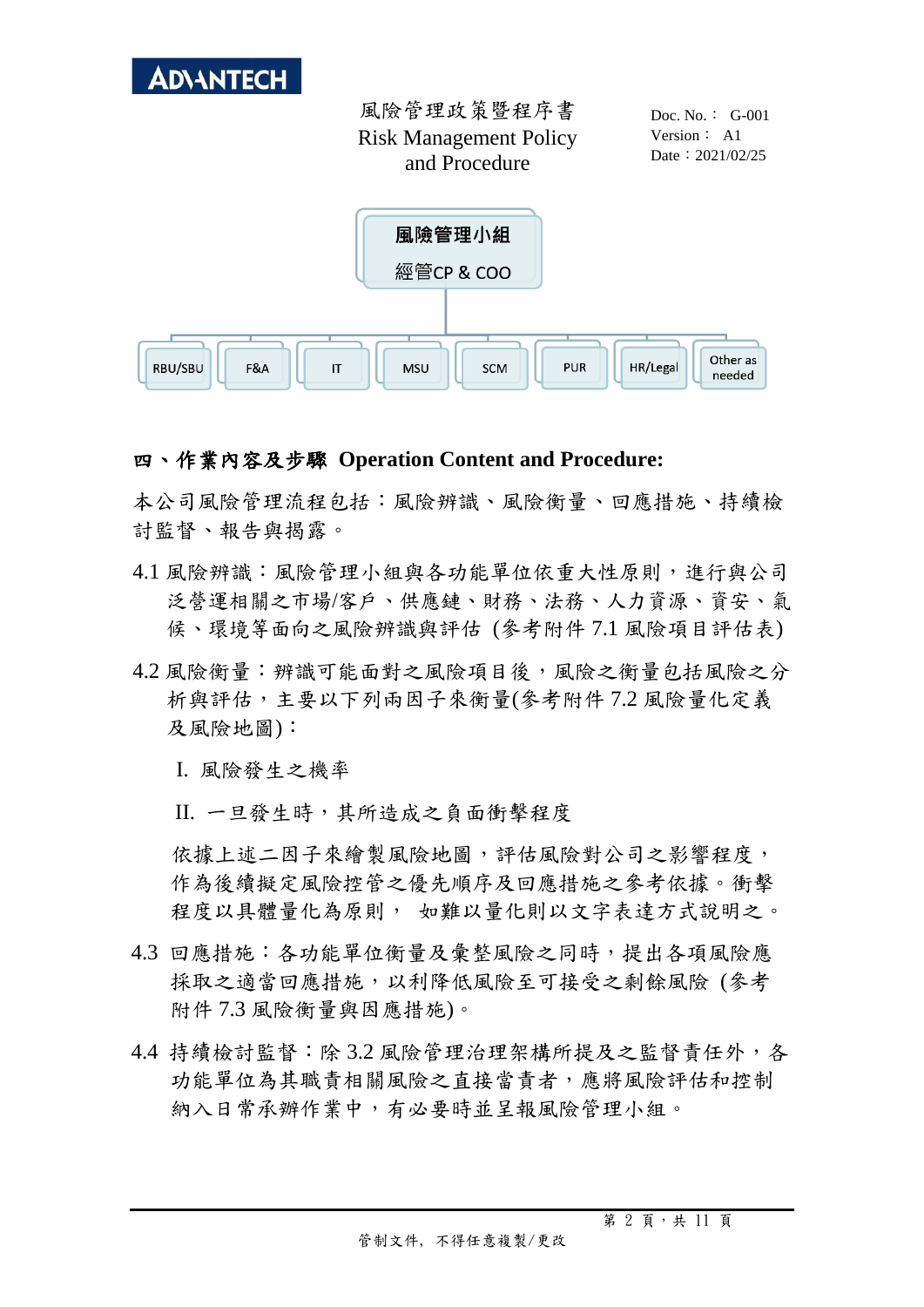風險管理小組

經管CP & COO

RBU/SBU | F&A | IT | MSU | SCM | PUR | HR/Legal | Other as needed

## 四、作業內容及步驟 Operation Content and Procedure:

本公司風險管理流程包括：風險辨識、風險衡量、回應措施、持續檢討監督、報告與揭露。

4.1 風險辨識：風險管理小組與各功能單位依重大性原則，進行與公司泛營運相關之市場/客戶、供應鏈、財務、法務、人力資源、資安、氣候、環境等面向之風險辨識與評估 (參考附件 7.1 風險項目評估表)

4.2 風險衡量：辨識可能面對之風險項目後，風險之衡量包括風險之分析與評估，主要以下列兩因子來衡量(參考附件 7.2 風險量化定義及風險地圖)：

I. 風險發生之機率

II. 一旦發生時，其所造成之負面衝擊程度

依據上述二因子來繪製風險地圖，評估風險對公司之影響程度，作為後續擬定風險控管之優先順序及回應措施之參考依據。衝擊程度以具體量化為原則， 如難以量化則以文字表達方式說明之。

4.3 回應措施：各功能單位衡量及彙整風險之同時，提出各項風險應採取之適當回應措施，以利降低風險至可接受之剩餘風險 (參考附件 7.3 風險衡量與因應措施)。

4.4 持續檢討監督：除 3.2 風險管理治理架構所提及之監督責任外，各功能單位為其職責相關風險之直接當責者，應將風險評估和控制納入日常承辦作業中，有必要時並呈報風險管理小組。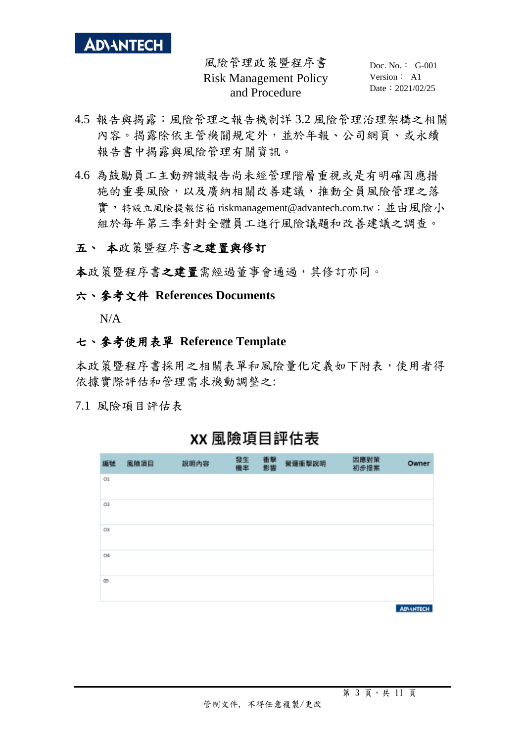4.5 報告與揭露：風險管理之報告機制詳 3.2 風險管理治理架構之相關內容。揭露除依主管機關規定外，並於年報、公司網頁、或永續報告書中揭露與風險管理有關資訊。

4.6 為鼓勵員工主動辨識報告尚未經管理階層重視或是有明確因應措施的重要風險，以及廣納相關改善建議，推動全員風險管理之落實，特設立風險提報信箱 riskmanagement@advantech.com.tw；並由風險小組於每年第三季針對全體員工進行風險議題和改善建議之調查。

## 五、 本政策暨程序書之建置與修訂

本政策暨程序書之建置需經過董事會通過，其修訂亦同。

## 六、參考文件 References Documents

N/A

## 七、參考使用表單 Reference Template

本政策暨程序書採用之相關表單和風險量化定義如下附表，使用者得依據實際評估和管理需求機動調整之:

7.1 風險項目評估表

**XX 風險項目評估表**

| 編號 | 風險項目 | 說明內容 | 發生機率 | 衝擊影響 | 營運衝擊說明 | 因應對策初步提案 | Owner |
|---|---|---|---|---|---|---|---|
| 01 | | | | | | | |
| 02 | | | | | | | |
| 03 | | | | | | | |
| 04 | | | | | | | |
| 05 | | | | | | | |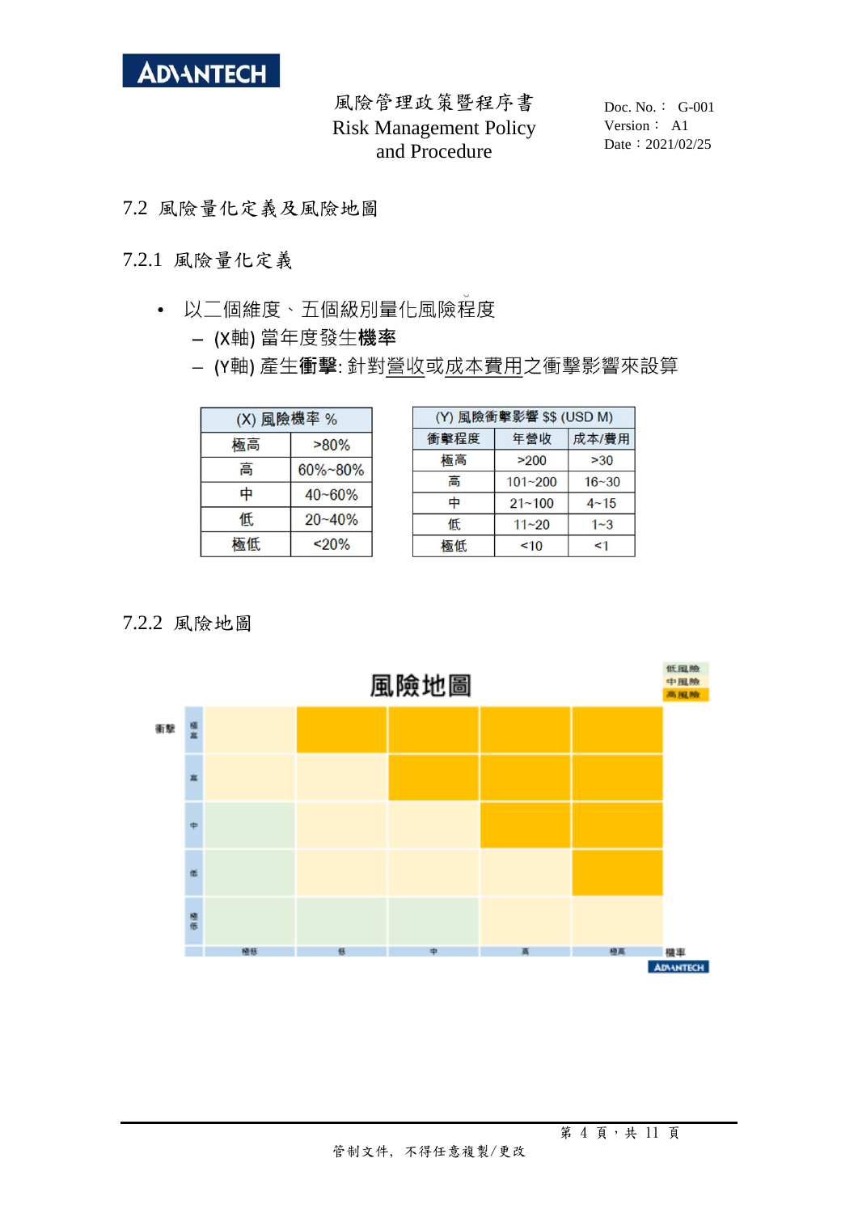## 7.2 風險量化定義及風險地圖

### 7.2.1 風險量化定義

- 以二個維度、五個級別量化風險程度
  - (X軸) 當年度發生**機率**
  - (Y軸) 產生**衝擊**: 針對營收或成本費用之衝擊影響來設算

| (X) 風險機率 % | |
|---|---|
| 極高 | >80% |
| 高 | 60%~80% |
| 中 | 40~60% |
| 低 | 20~40% |
| 極低 | <20% |

| (Y) 風險衝擊影響 $$ (USD M) | | |
|---|---|---|
| 衝擊程度 | 年營收 | 成本/費用 |
| 極高 | >200 | >30 |
| 高 | 101~200 | 16~30 |
| 中 | 21~100 | 4~15 |
| 低 | 11~20 | 1~3 |
| 極低 | <10 | <1 |

### 7.2.2 風險地圖

**風險地圖**

圖例：低風險、中風險、高風險

| 衝擊 \ 機率 | 極低 | 低 | 中 | 高 | 極高 |
|---|---|---|---|---|---|
| 極高 | 中風險 | 高風險 | 高風險 | 高風險 | 高風險 |
| 高 | 中風險 | 中風險 | 高風險 | 高風險 | 高風險 |
| 中 | 低風險 | 中風險 | 中風險 | 高風險 | 高風險 |
| 低 | 低風險 | 中風險 | 中風險 | 中風險 | 高風險 |
| 極低 | 低風險 | 低風險 | 低風險 | 中風險 | 中風險 |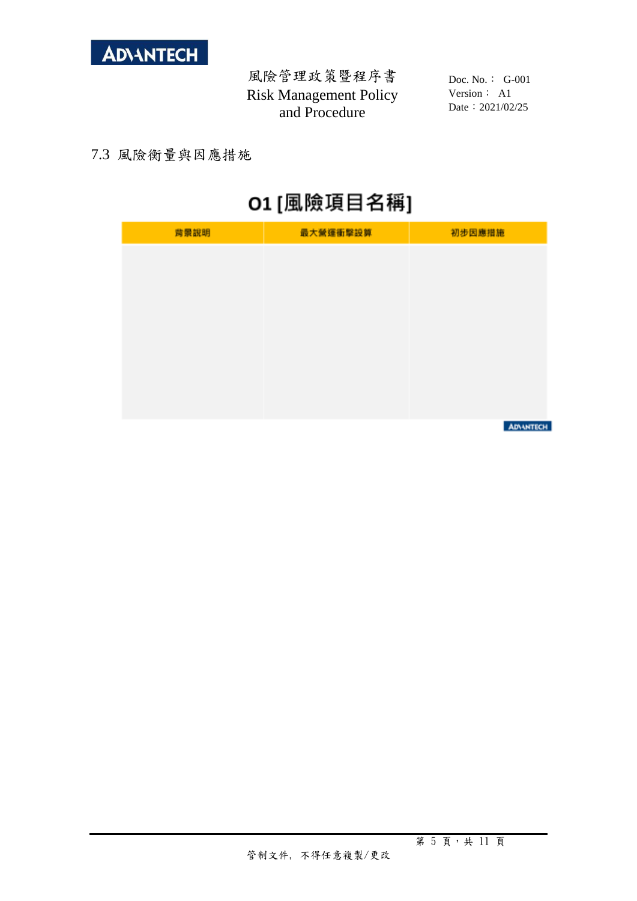## 7.3 風險衡量與因應措施

### O1 [風險項目名稱]

| 背景說明 | 最大營運衝擊設算 | 初步因應措施 |
|---|---|---|
| | | |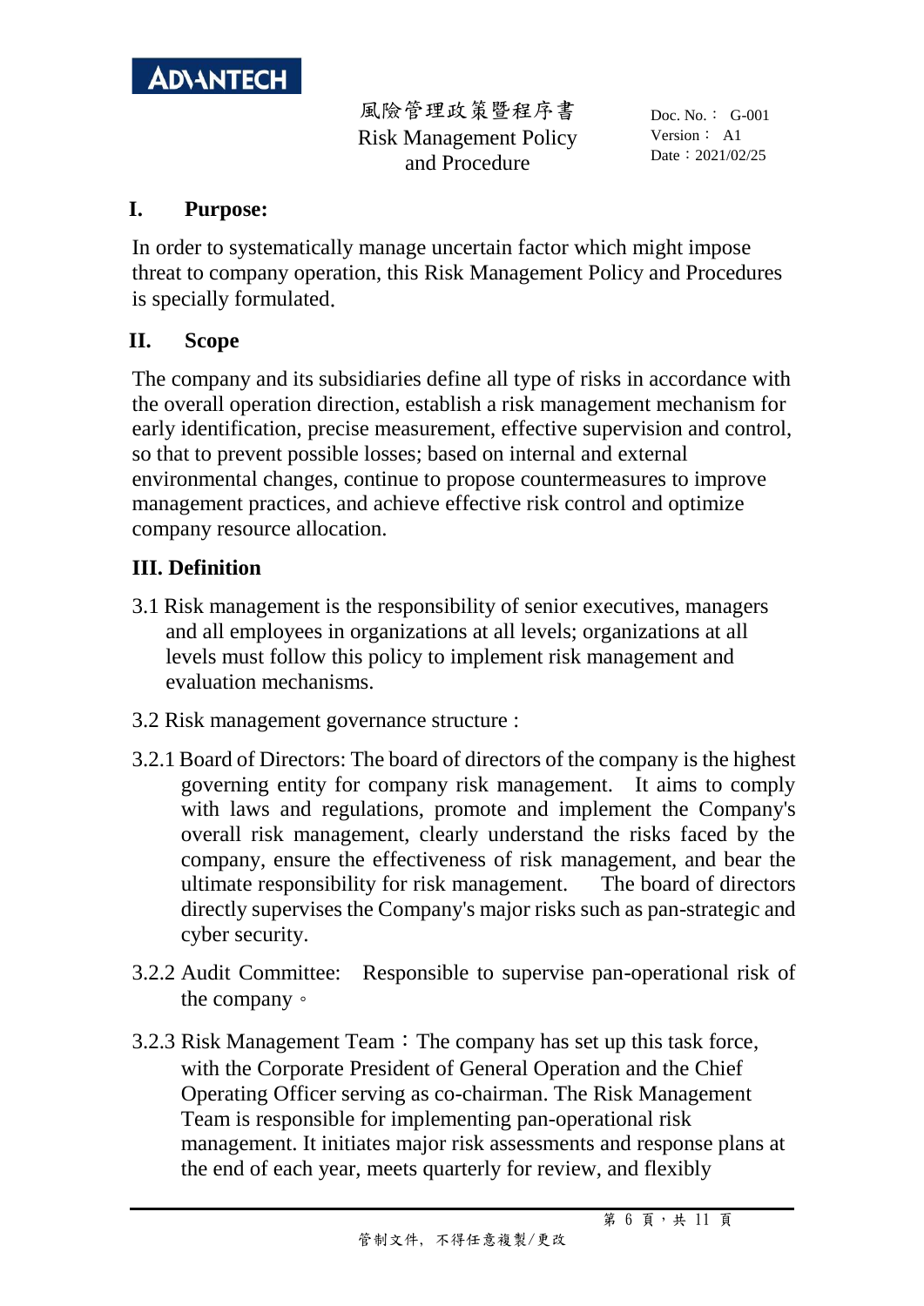## I. Purpose:

In order to systematically manage uncertain factor which might impose threat to company operation, this Risk Management Policy and Procedures is specially formulated.

## II. Scope

The company and its subsidiaries define all type of risks in accordance with the overall operation direction, establish a risk management mechanism for early identification, precise measurement, effective supervision and control, so that to prevent possible losses; based on internal and external environmental changes, continue to propose countermeasures to improve management practices, and achieve effective risk control and optimize company resource allocation.

## III. Definition

3.1 Risk management is the responsibility of senior executives, managers and all employees in organizations at all levels; organizations at all levels must follow this policy to implement risk management and evaluation mechanisms.

3.2 Risk management governance structure :

3.2.1 Board of Directors: The board of directors of the company is the highest governing entity for company risk management. It aims to comply with laws and regulations, promote and implement the Company's overall risk management, clearly understand the risks faced by the company, ensure the effectiveness of risk management, and bear the ultimate responsibility for risk management. The board of directors directly supervises the Company's major risks such as pan-strategic and cyber security.

3.2.2 Audit Committee: Responsible to supervise pan-operational risk of the company。

3.2.3 Risk Management Team：The company has set up this task force, with the Corporate President of General Operation and the Chief Operating Officer serving as co-chairman. The Risk Management Team is responsible for implementing pan-operational risk management. It initiates major risk assessments and response plans at the end of each year, meets quarterly for review, and flexibly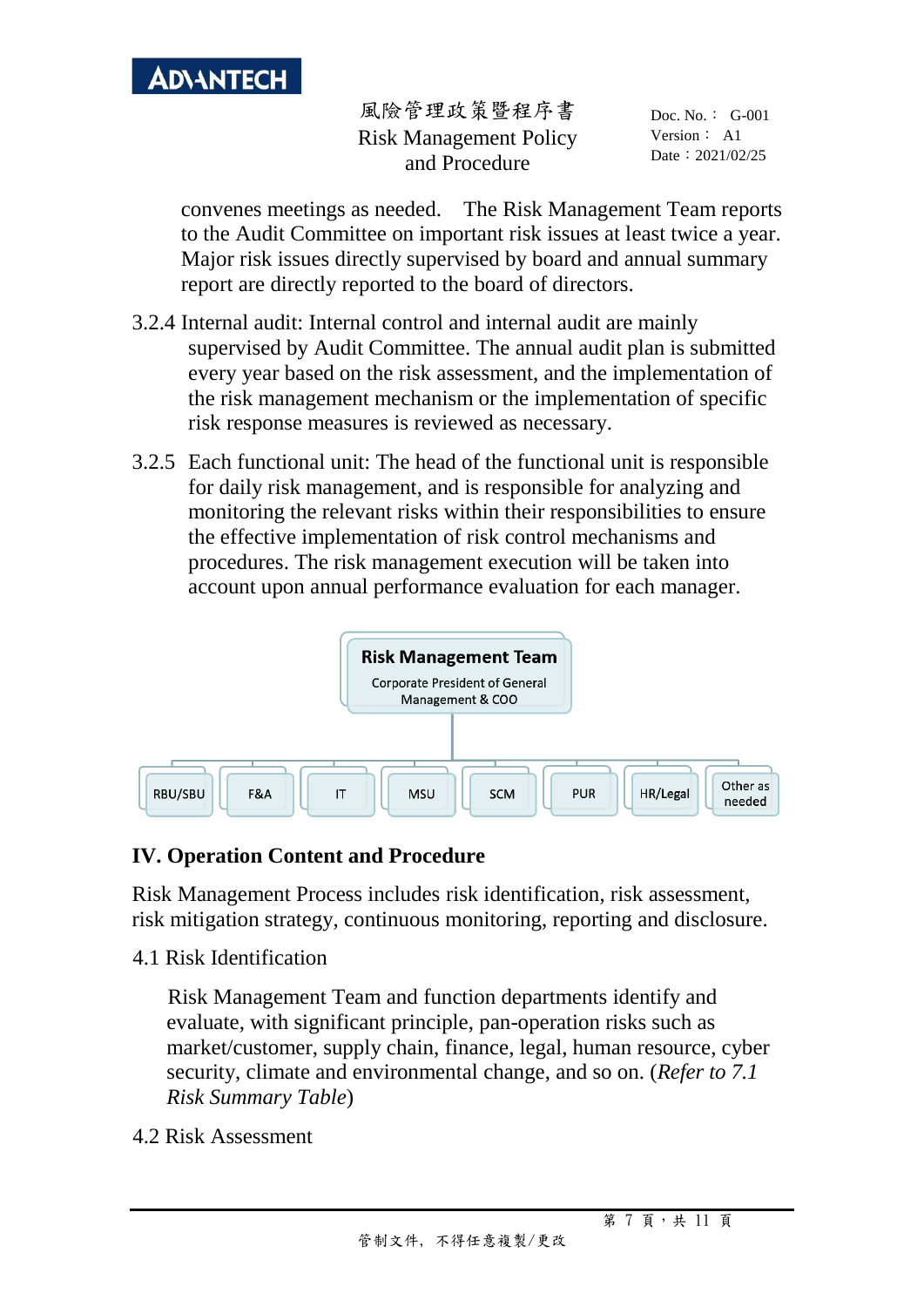convenes meetings as needed. The Risk Management Team reports to the Audit Committee on important risk issues at least twice a year. Major risk issues directly supervised by board and annual summary report are directly reported to the board of directors.

3.2.4 Internal audit: Internal control and internal audit are mainly supervised by Audit Committee. The annual audit plan is submitted every year based on the risk assessment, and the implementation of the risk management mechanism or the implementation of specific risk response measures is reviewed as necessary.

3.2.5 Each functional unit: The head of the functional unit is responsible for daily risk management, and is responsible for analyzing and monitoring the relevant risks within their responsibilities to ensure the effective implementation of risk control mechanisms and procedures. The risk management execution will be taken into account upon annual performance evaluation for each manager.

**Risk Management Team**
Corporate President of General Management & COO

- RBU/SBU
- F&A
- IT
- MSU
- SCM
- PUR
- HR/Legal
- Other as needed

## IV. Operation Content and Procedure

Risk Management Process includes risk identification, risk assessment, risk mitigation strategy, continuous monitoring, reporting and disclosure.

4.1 Risk Identification

Risk Management Team and function departments identify and evaluate, with significant principle, pan-operation risks such as market/customer, supply chain, finance, legal, human resource, cyber security, climate and environmental change, and so on. (*Refer to 7.1 Risk Summary Table*)

4.2 Risk Assessment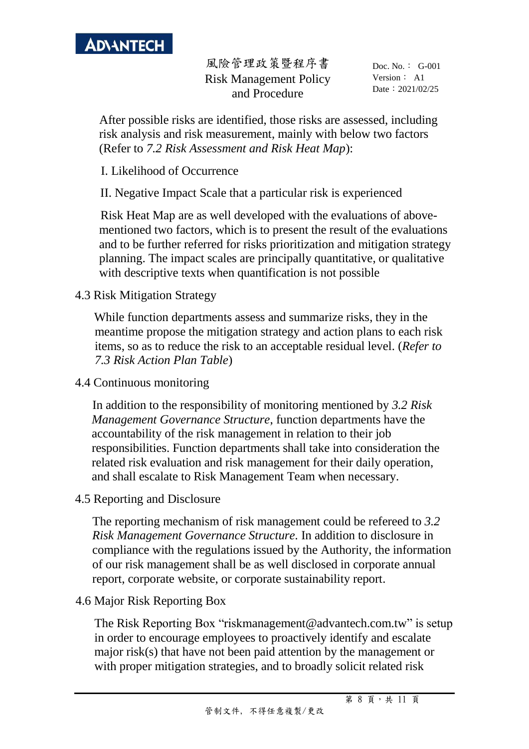After possible risks are identified, those risks are assessed, including risk analysis and risk measurement, mainly with below two factors (Refer to *7.2 Risk Assessment and Risk Heat Map*):

I. Likelihood of Occurrence

II. Negative Impact Scale that a particular risk is experienced

Risk Heat Map are as well developed with the evaluations of above-mentioned two factors, which is to present the result of the evaluations and to be further referred for risks prioritization and mitigation strategy planning. The impact scales are principally quantitative, or qualitative with descriptive texts when quantification is not possible

### 4.3 Risk Mitigation Strategy

While function departments assess and summarize risks, they in the meantime propose the mitigation strategy and action plans to each risk items, so as to reduce the risk to an acceptable residual level. (*Refer to 7.3 Risk Action Plan Table*)

### 4.4 Continuous monitoring

In addition to the responsibility of monitoring mentioned by *3.2 Risk Management Governance Structure*, function departments have the accountability of the risk management in relation to their job responsibilities. Function departments shall take into consideration the related risk evaluation and risk management for their daily operation, and shall escalate to Risk Management Team when necessary.

### 4.5 Reporting and Disclosure

The reporting mechanism of risk management could be refereed to *3.2 Risk Management Governance Structure.* In addition to disclosure in compliance with the regulations issued by the Authority, the information of our risk management shall be as well disclosed in corporate annual report, corporate website, or corporate sustainability report.

### 4.6 Major Risk Reporting Box

The Risk Reporting Box "riskmanagement@advantech.com.tw" is setup in order to encourage employees to proactively identify and escalate major risk(s) that have not been paid attention by the management or with proper mitigation strategies, and to broadly solicit related risk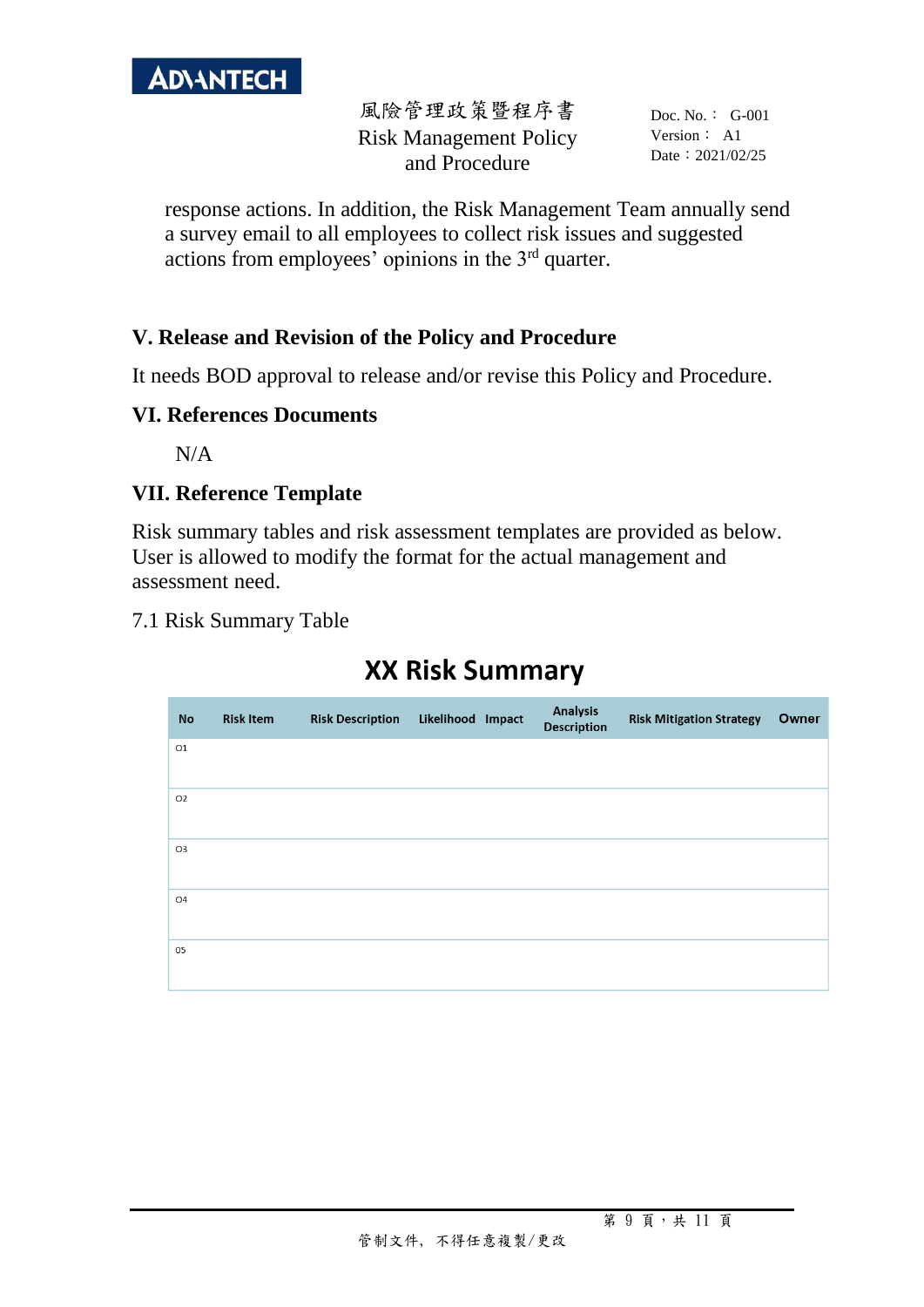response actions. In addition, the Risk Management Team annually send a survey email to all employees to collect risk issues and suggested actions from employees' opinions in the 3rd quarter.

## V. Release and Revision of the Policy and Procedure

It needs BOD approval to release and/or revise this Policy and Procedure.

## VI. References Documents

N/A

## VII. Reference Template

Risk summary tables and risk assessment templates are provided as below. User is allowed to modify the format for the actual management and assessment need.

7.1 Risk Summary Table

**XX Risk Summary**

| No | Risk Item | Risk Description | Likelihood | Impact | Analysis Description | Risk Mitigation Strategy | Owner |
|---|---|---|---|---|---|---|---|
| 01 | | | | | | | |
| 02 | | | | | | | |
| 03 | | | | | | | |
| 04 | | | | | | | |
| 05 | | | | | | | |

管制文件，不得任意複製/更改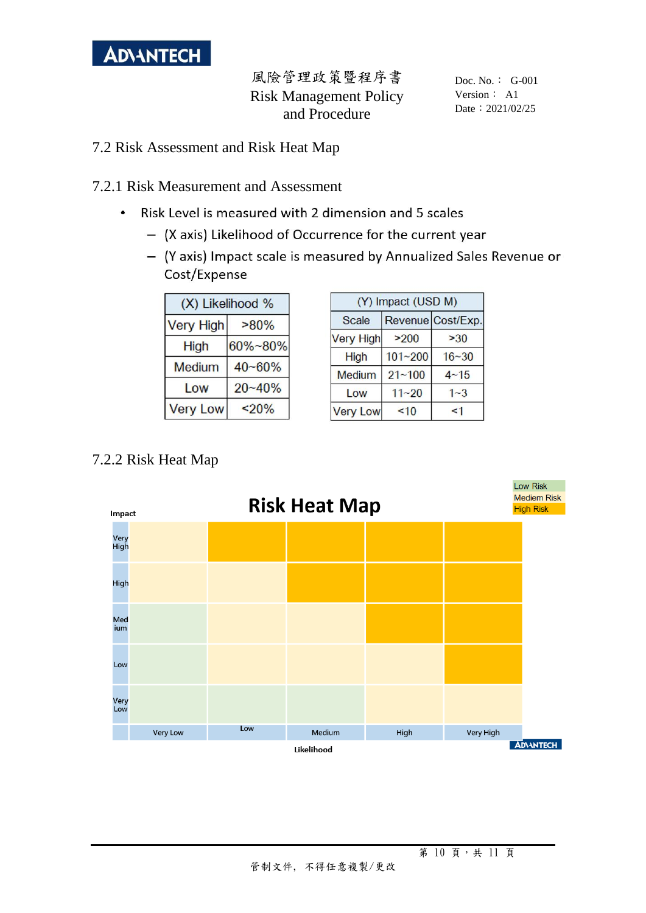## 7.2 Risk Assessment and Risk Heat Map

### 7.2.1 Risk Measurement and Assessment

- Risk Level is measured with 2 dimension and 5 scales
  - (X axis) Likelihood of Occurrence for the current year
  - (Y axis) Impact scale is measured by Annualized Sales Revenue or Cost/Expense

| (X) Likelihood % | |
|---|---|
| Very High | >80% |
| High | 60%~80% |
| Medium | 40~60% |
| Low | 20~40% |
| Very Low | <20% |

| (Y) Impact (USD M) | | |
|---|---|---|
| Scale | Revenue | Cost/Exp. |
| Very High | >200 | >30 |
| High | 101~200 | 16~30 |
| Medium | 21~100 | 4~15 |
| Low | 11~20 | 1~3 |
| Very Low | <10 | <1 |

### 7.2.2 Risk Heat Map

**Risk Heat Map**

Legend: Low Risk / Mediem Risk / High Risk

| Impact \ Likelihood | Very Low | Low | Medium | High | Very High |
|---|---|---|---|---|---|
| Very High | Medium Risk | High Risk | High Risk | High Risk | High Risk |
| High | Medium Risk | Medium Risk | High Risk | High Risk | High Risk |
| Medium | Low Risk | Medium Risk | Medium Risk | High Risk | High Risk |
| Low | Low Risk | Medium Risk | Medium Risk | Medium Risk | High Risk |
| Very Low | Low Risk | Low Risk | Low Risk | Medium Risk | Medium Risk |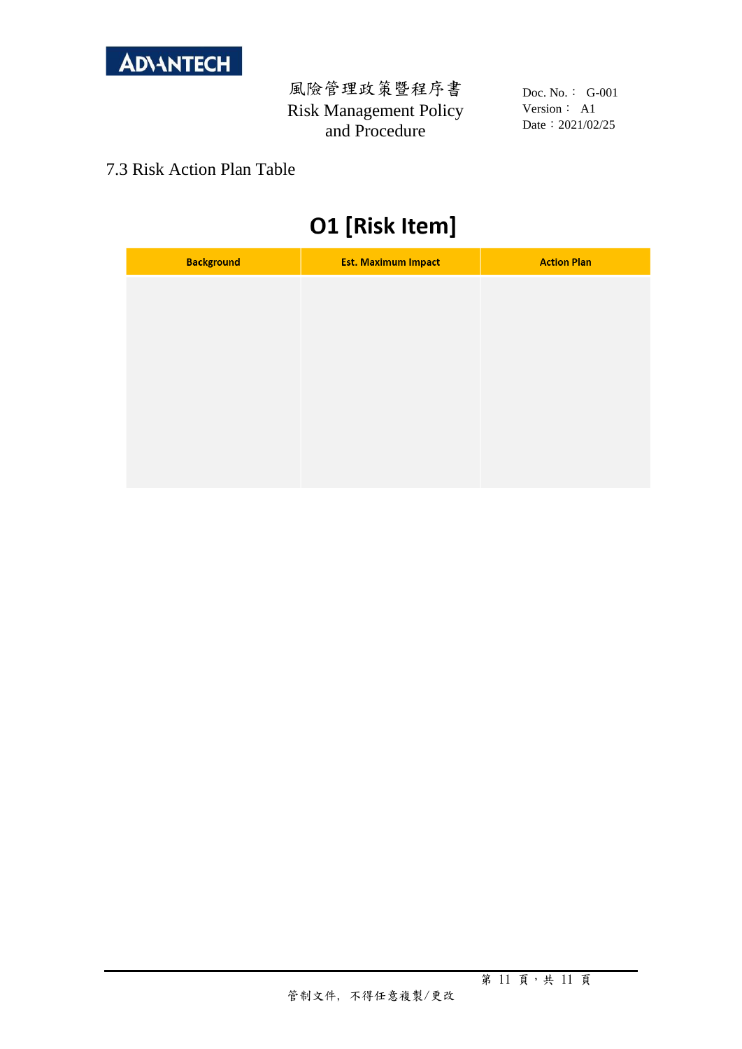## 7.3 Risk Action Plan Table

# O1 [Risk Item]

| Background | Est. Maximum Impact | Action Plan |
| --- | --- | --- |
| | | |